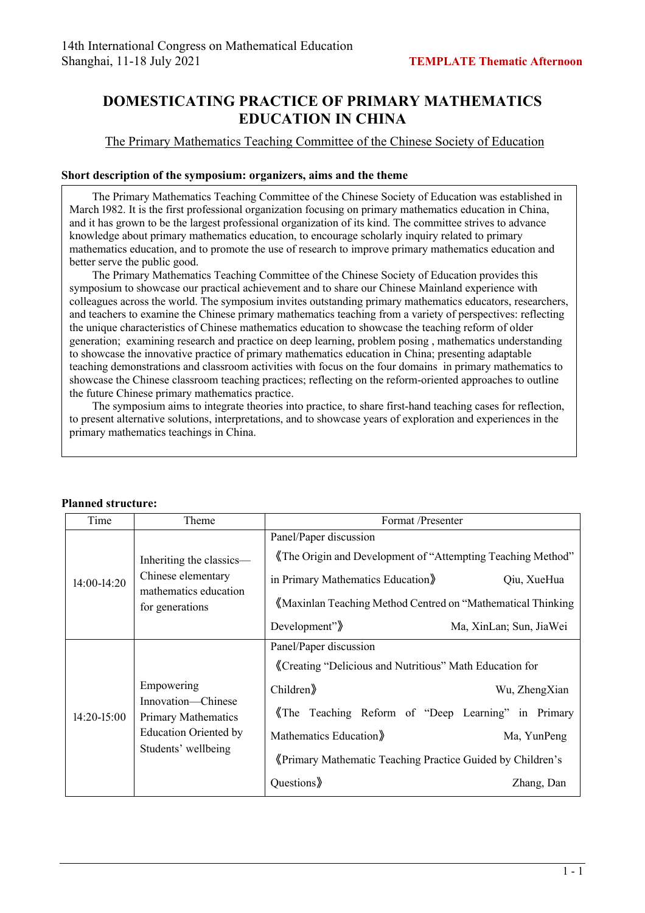# DOMESTICATING PRACTICE OF PRIMARY MATHEMATICS EDUCATION IN CHINA

The Primary Mathematics Teaching Committee of the Chinese Society of Education

### Short description of the symposium: organizers, aims and the theme

The Primary Mathematics Teaching Committee of the Chinese Society of Education was established in March 1982. It is the first professional organization focusing on primary mathematics education in China, and it has grown to be the largest professional organization of its kind. The committee strives to advance knowledge about primary mathematics education, to encourage scholarly inquiry related to primary mathematics education, and to promote the use of research to improve primary mathematics education and better serve the public good.

The Primary Mathematics Teaching Committee of the Chinese Society of Education provides this symposium to showcase our practical achievement and to share our Chinese Mainland experience with colleagues across the world. The symposium invites outstanding primary mathematics educators, researchers, and teachers to examine the Chinese primary mathematics teaching from a variety of perspectives: reflecting the unique characteristics of Chinese mathematics education to showcase the teaching reform of older generation; examining research and practice on deep learning, problem posing , mathematics understanding to showcase the innovative practice of primary mathematics education in China; presenting adaptable teaching demonstrations and classroom activities with focus on the four domains in primary mathematics to showcase the Chinese classroom teaching practices; reflecting on the reform-oriented approaches to outline the future Chinese primary mathematics practice.

The symposium aims to integrate theories into practice, to share first-hand teaching cases for reflection, to present alternative solutions, interpretations, and to showcase years of exploration and experiences in the primary mathematics teachings in China.

### Planned structure:

| Time | Theme | Format /Presenter |
|---|---|---|
| 14:00-14:20 | Inheriting the classics—Chinese elementary mathematics education for generations | Panel/Paper discussion<br>《The Origin and Development of "Attempting Teaching Method" in Primary Mathematics Education》 Qiu, XueHua<br>《Maxinlan Teaching Method Centred on "Mathematical Thinking Development"》 Ma, XinLan; Sun, JiaWei |
| 14:20-15:00 | Empowering Innovation—Chinese Primary Mathematics Education Oriented by Students' wellbeing | Panel/Paper discussion<br>《Creating "Delicious and Nutritious" Math Education for Children》 Wu, ZhengXian<br>《The Teaching Reform of "Deep Learning" in Primary Mathematics Education》 Ma, YunPeng<br>《Primary Mathematic Teaching Practice Guided by Children's Questions》 Zhang, Dan |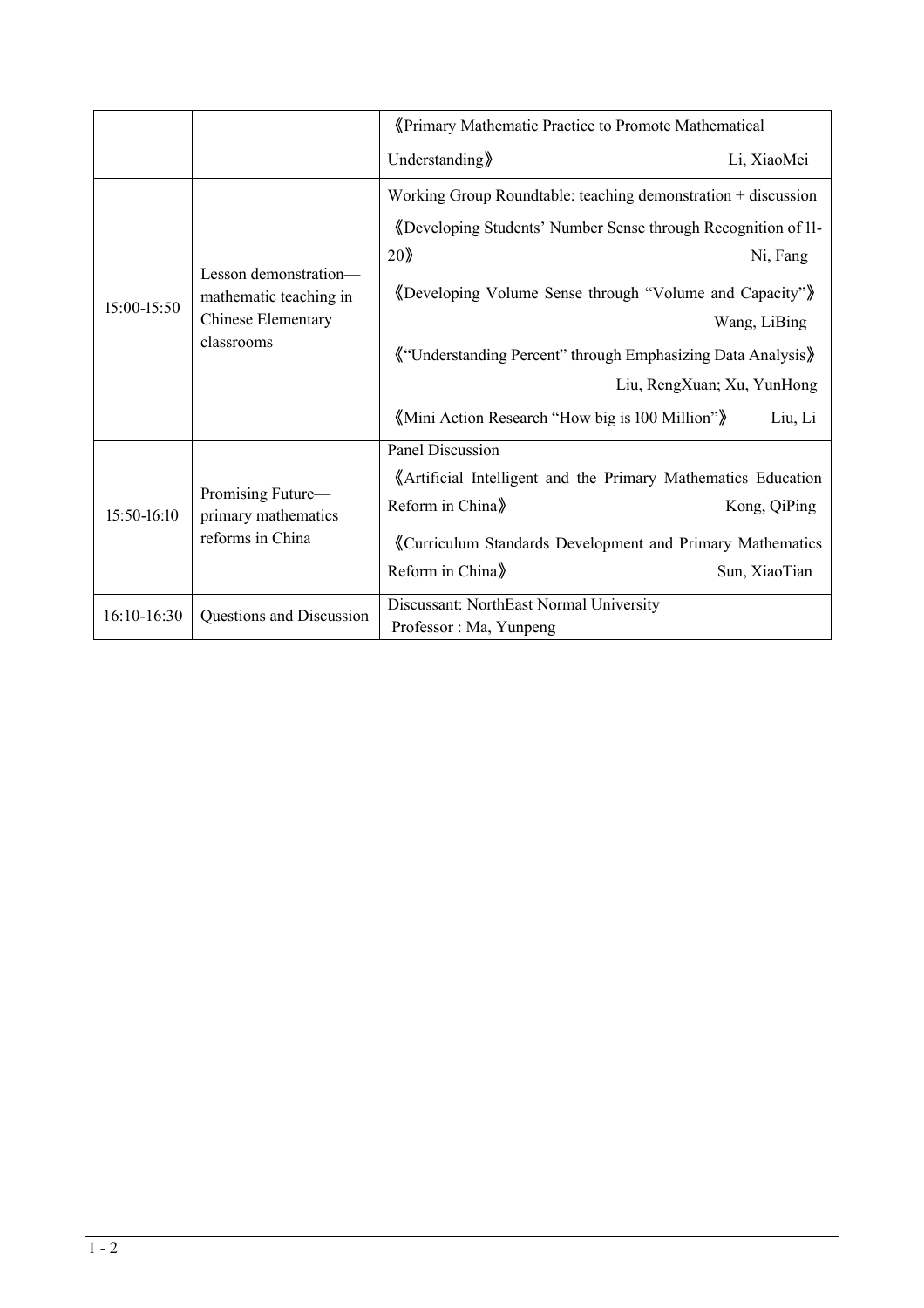| | | |
|---|---|---|
| | | 《Primary Mathematic Practice to Promote Mathematical Understanding》 Li, XiaoMei |
| 15:00-15:50 | Lesson demonstration—mathematic teaching in Chinese Elementary classrooms | Working Group Roundtable: teaching demonstration + discussion<br>《Developing Students' Number Sense through Recognition of 11-20》 Ni, Fang<br>《Developing Volume Sense through "Volume and Capacity"》 Wang, LiBing<br>《"Understanding Percent" through Emphasizing Data Analysis》 Liu, RengXuan; Xu, YunHong<br>《Mini Action Research "How big is 100 Million"》 Liu, Li |
| 15:50-16:10 | Promising Future—primary mathematics reforms in China | Panel Discussion<br>《Artificial Intelligent and the Primary Mathematics Education Reform in China》 Kong, QiPing<br>《Curriculum Standards Development and Primary Mathematics Reform in China》 Sun, XiaoTian |
| 16:10-16:30 | Questions and Discussion | Discussant: NorthEast Normal University<br>Professor : Ma, Yunpeng |